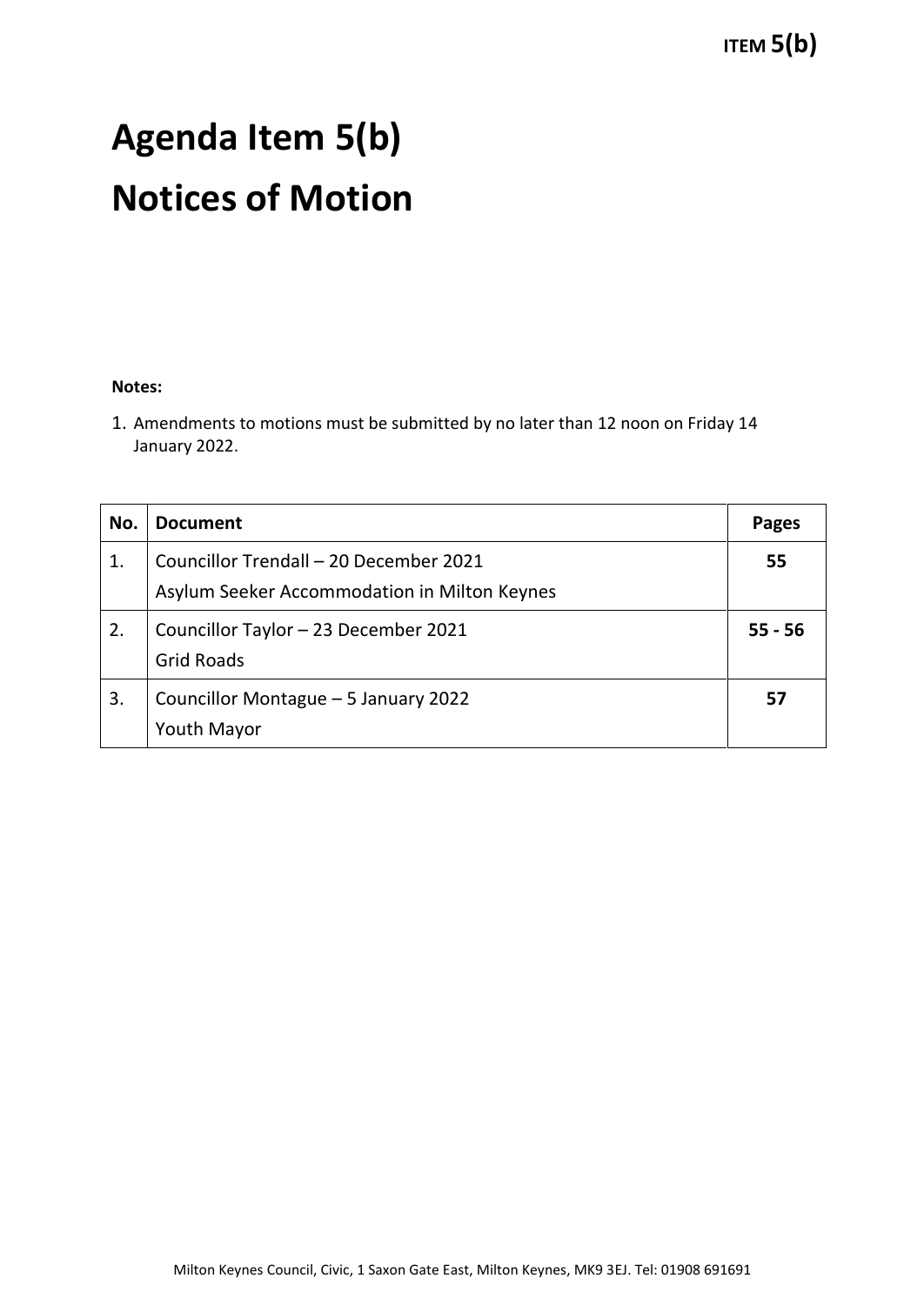# Agenda Item 5(b)

# Notices of Motion

**Notes:**

1. Amendments to motions must be submitted by no later than 12 noon on Friday 14 January 2022.

| No. | Document | Pages |
|---|---|---|
| 1. | Councillor Trendall – 20 December 2021<br>Asylum Seeker Accommodation in Milton Keynes | **55** |
| 2. | Councillor Taylor – 23 December 2021<br>Grid Roads | **55 - 56** |
| 3. | Councillor Montague – 5 January 2022<br>Youth Mayor | **57** |

Milton Keynes Council, Civic, 1 Saxon Gate East, Milton Keynes, MK9 3EJ. Tel: 01908 691691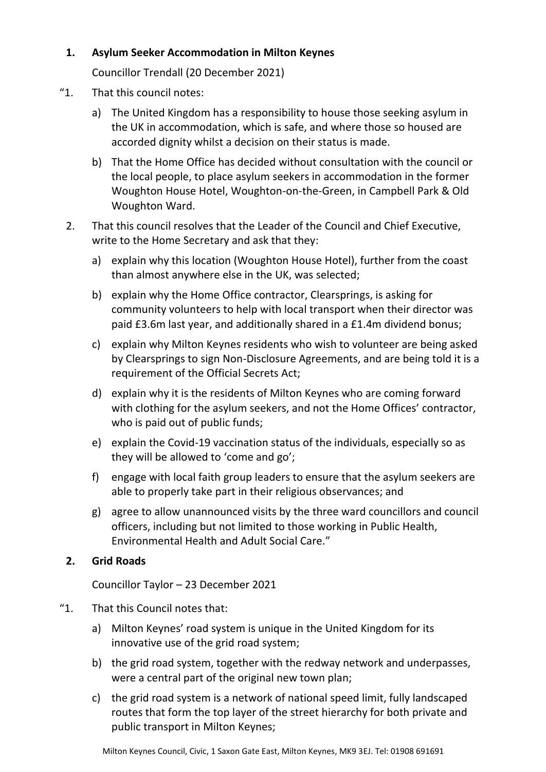## 1. Asylum Seeker Accommodation in Milton Keynes

Councillor Trendall (20 December 2021)

"1. That this council notes:

a) The United Kingdom has a responsibility to house those seeking asylum in the UK in accommodation, which is safe, and where those so housed are accorded dignity whilst a decision on their status is made.

b) That the Home Office has decided without consultation with the council or the local people, to place asylum seekers in accommodation in the former Woughton House Hotel, Woughton-on-the-Green, in Campbell Park & Old Woughton Ward.

2. That this council resolves that the Leader of the Council and Chief Executive, write to the Home Secretary and ask that they:

a) explain why this location (Woughton House Hotel), further from the coast than almost anywhere else in the UK, was selected;

b) explain why the Home Office contractor, Clearsprings, is asking for community volunteers to help with local transport when their director was paid £3.6m last year, and additionally shared in a £1.4m dividend bonus;

c) explain why Milton Keynes residents who wish to volunteer are being asked by Clearsprings to sign Non-Disclosure Agreements, and are being told it is a requirement of the Official Secrets Act;

d) explain why it is the residents of Milton Keynes who are coming forward with clothing for the asylum seekers, and not the Home Offices' contractor, who is paid out of public funds;

e) explain the Covid-19 vaccination status of the individuals, especially so as they will be allowed to 'come and go';

f) engage with local faith group leaders to ensure that the asylum seekers are able to properly take part in their religious observances; and

g) agree to allow unannounced visits by the three ward councillors and council officers, including but not limited to those working in Public Health, Environmental Health and Adult Social Care."

## 2. Grid Roads

Councillor Taylor – 23 December 2021

"1. That this Council notes that:

a) Milton Keynes' road system is unique in the United Kingdom for its innovative use of the grid road system;

b) the grid road system, together with the redway network and underpasses, were a central part of the original new town plan;

c) the grid road system is a network of national speed limit, fully landscaped routes that form the top layer of the street hierarchy for both private and public transport in Milton Keynes;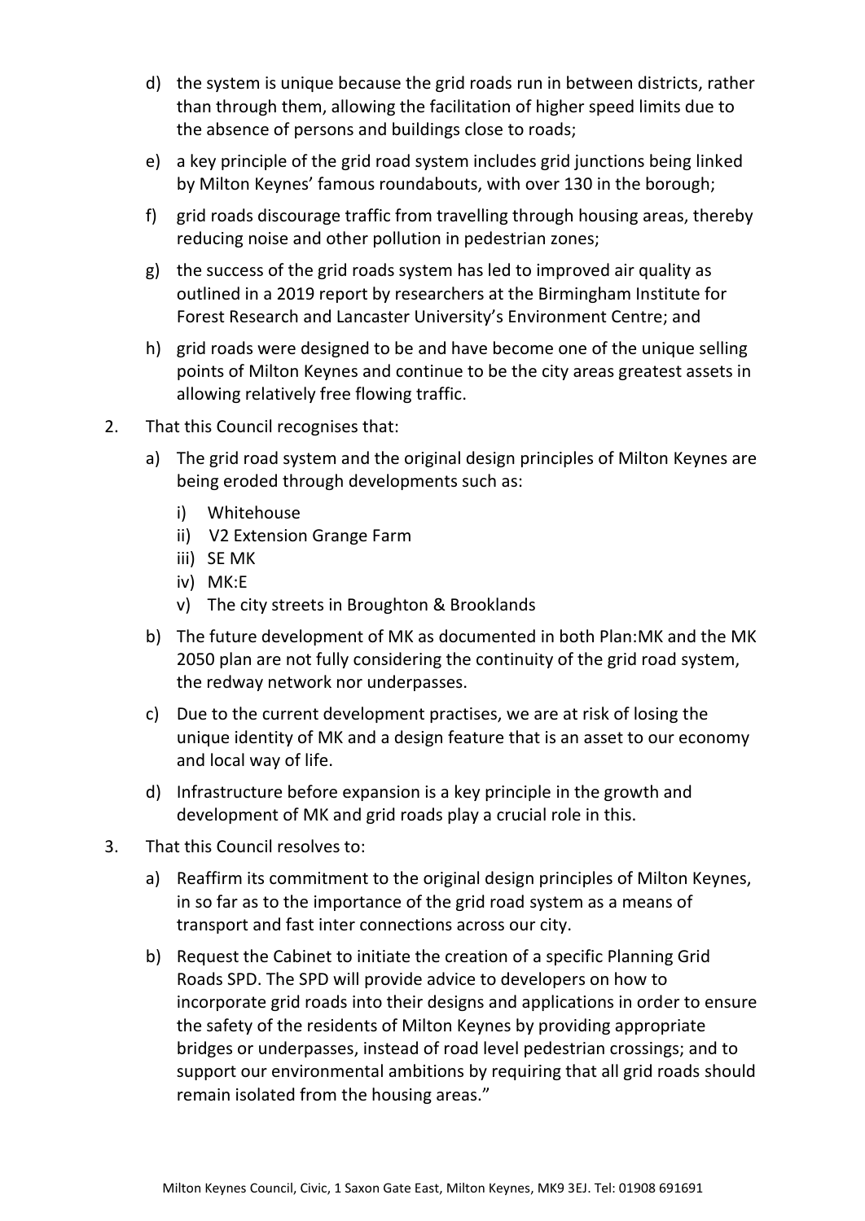d) the system is unique because the grid roads run in between districts, rather than through them, allowing the facilitation of higher speed limits due to the absence of persons and buildings close to roads;

e) a key principle of the grid road system includes grid junctions being linked by Milton Keynes' famous roundabouts, with over 130 in the borough;

f) grid roads discourage traffic from travelling through housing areas, thereby reducing noise and other pollution in pedestrian zones;

g) the success of the grid roads system has led to improved air quality as outlined in a 2019 report by researchers at the Birmingham Institute for Forest Research and Lancaster University's Environment Centre; and

h) grid roads were designed to be and have become one of the unique selling points of Milton Keynes and continue to be the city areas greatest assets in allowing relatively free flowing traffic.

2. That this Council recognises that:

   a) The grid road system and the original design principles of Milton Keynes are being eroded through developments such as:

      i) Whitehouse
      ii) V2 Extension Grange Farm
      iii) SE MK
      iv) MK:E
      v) The city streets in Broughton & Brooklands

   b) The future development of MK as documented in both Plan:MK and the MK 2050 plan are not fully considering the continuity of the grid road system, the redway network nor underpasses.

   c) Due to the current development practises, we are at risk of losing the unique identity of MK and a design feature that is an asset to our economy and local way of life.

   d) Infrastructure before expansion is a key principle in the growth and development of MK and grid roads play a crucial role in this.

3. That this Council resolves to:

   a) Reaffirm its commitment to the original design principles of Milton Keynes, in so far as to the importance of the grid road system as a means of transport and fast inter connections across our city.

   b) Request the Cabinet to initiate the creation of a specific Planning Grid Roads SPD. The SPD will provide advice to developers on how to incorporate grid roads into their designs and applications in order to ensure the safety of the residents of Milton Keynes by providing appropriate bridges or underpasses, instead of road level pedestrian crossings; and to support our environmental ambitions by requiring that all grid roads should remain isolated from the housing areas."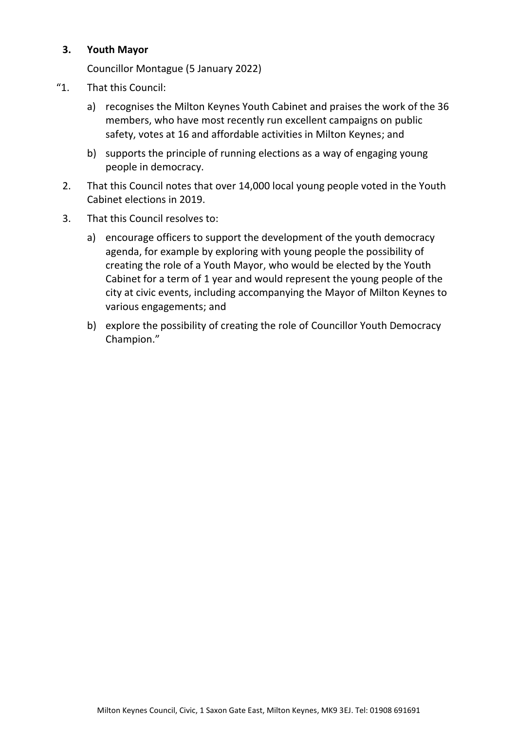### 3. Youth Mayor

Councillor Montague (5 January 2022)

"1. That this Council:

   a) recognises the Milton Keynes Youth Cabinet and praises the work of the 36 members, who have most recently run excellent campaigns on public safety, votes at 16 and affordable activities in Milton Keynes; and

   b) supports the principle of running elections as a way of engaging young people in democracy.

2. That this Council notes that over 14,000 local young people voted in the Youth Cabinet elections in 2019.

3. That this Council resolves to:

   a) encourage officers to support the development of the youth democracy agenda, for example by exploring with young people the possibility of creating the role of a Youth Mayor, who would be elected by the Youth Cabinet for a term of 1 year and would represent the young people of the city at civic events, including accompanying the Mayor of Milton Keynes to various engagements; and

   b) explore the possibility of creating the role of Councillor Youth Democracy Champion."

Milton Keynes Council, Civic, 1 Saxon Gate East, Milton Keynes, MK9 3EJ. Tel: 01908 691691